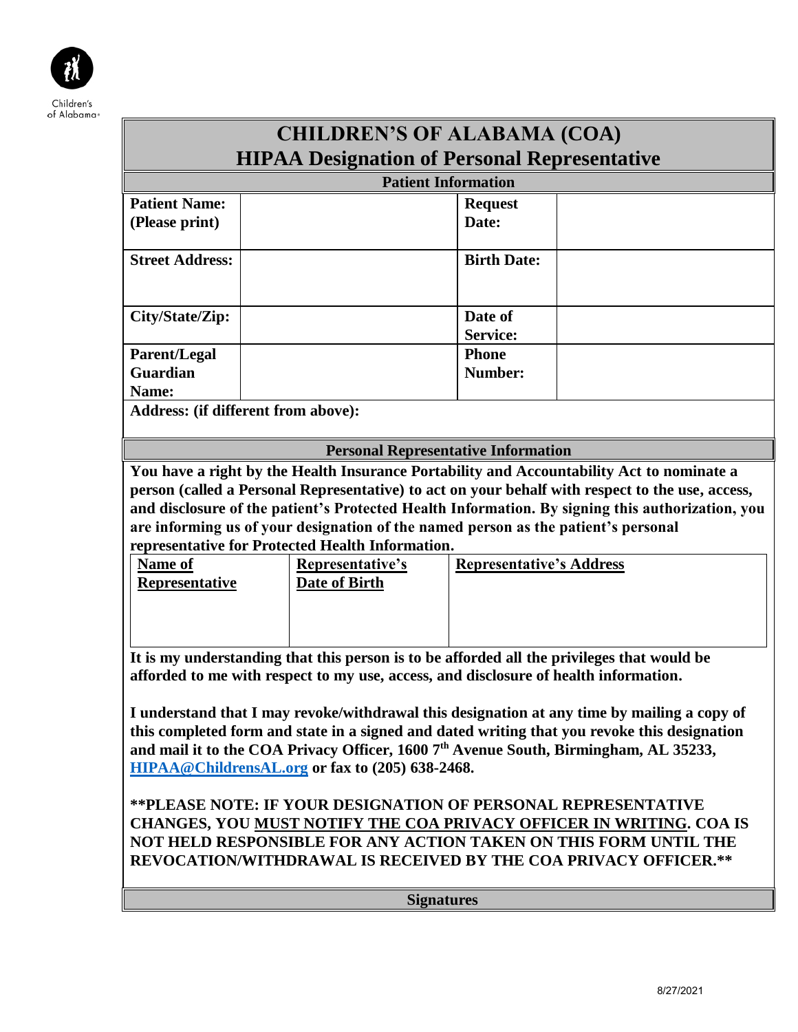Children's of Alabama

# CHILDREN'S OF ALABAMA (COA)
## HIPAA Designation of Personal Representative

### Patient Information

| | | | |
|---|---|---|---|
| **Patient Name: (Please print)** | | **Request Date:** | |
| **Street Address:** | | **Birth Date:** | |
| **City/State/Zip:** | | **Date of Service:** | |
| **Parent/Legal Guardian Name:** | | **Phone Number:** | |

**Address: (if different from above):**

### Personal Representative Information

**You have a right by the Health Insurance Portability and Accountability Act to nominate a person (called a Personal Representative) to act on your behalf with respect to the use, access, and disclosure of the patient's Protected Health Information. By signing this authorization, you are informing us of your designation of the named person as the patient's personal representative for Protected Health Information.**

| **Name of Representative** | **Representative's Date of Birth** | **Representative's Address** |
|---|---|---|
| | | |

**It is my understanding that this person is to be afforded all the privileges that would be afforded to me with respect to my use, access, and disclosure of health information.**

**I understand that I may revoke/withdrawal this designation at any time by mailing a copy of this completed form and state in a signed and dated writing that you revoke this designation and mail it to the COA Privacy Officer, 1600 7th Avenue South, Birmingham, AL 35233, [HIPAA@ChildrensAL.org](mailto:HIPAA@ChildrensAL.org) or fax to (205) 638-2468.**

**\*\*PLEASE NOTE: IF YOUR DESIGNATION OF PERSONAL REPRESENTATIVE CHANGES, YOU MUST NOTIFY THE COA PRIVACY OFFICER IN WRITING. COA IS NOT HELD RESPONSIBLE FOR ANY ACTION TAKEN ON THIS FORM UNTIL THE REVOCATION/WITHDRAWAL IS RECEIVED BY THE COA PRIVACY OFFICER.\*\***

### Signatures

8/27/2021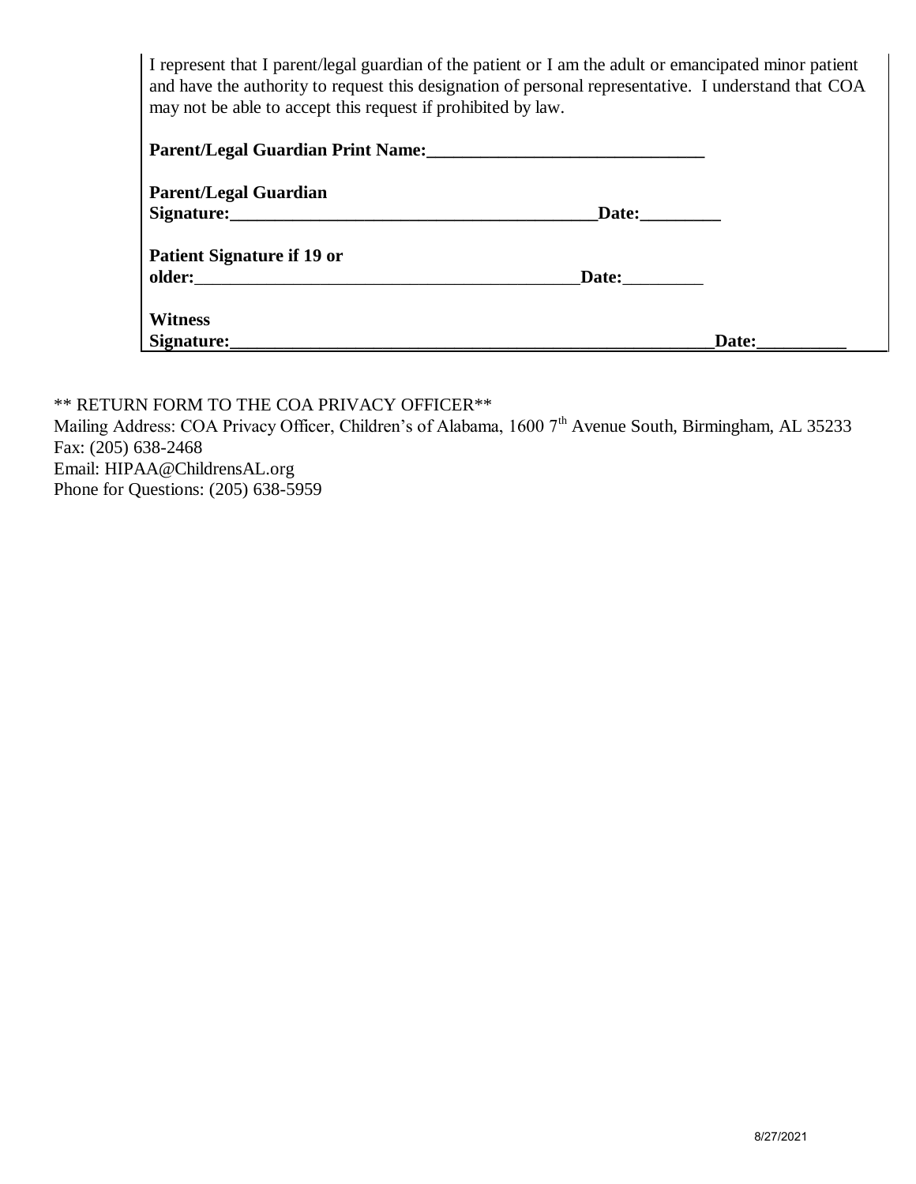I represent that I parent/legal guardian of the patient or I am the adult or emancipated minor patient and have the authority to request this designation of personal representative. I understand that COA may not be able to accept this request if prohibited by law.

**Parent/Legal Guardian Print Name:_______________________________**

**Parent/Legal Guardian Signature:__________________________________________Date:_________**

**Patient Signature if 19 or older:**____________________________________________**Date:**_________

**Witness Signature:________________________________________________________Date:__________**

** RETURN FORM TO THE COA PRIVACY OFFICER**

Mailing Address: COA Privacy Officer, Children's of Alabama, 1600 7th Avenue South, Birmingham, AL 35233

Fax: (205) 638-2468

Email: HIPAA@ChildrensAL.org

Phone for Questions: (205) 638-5959

8/27/2021